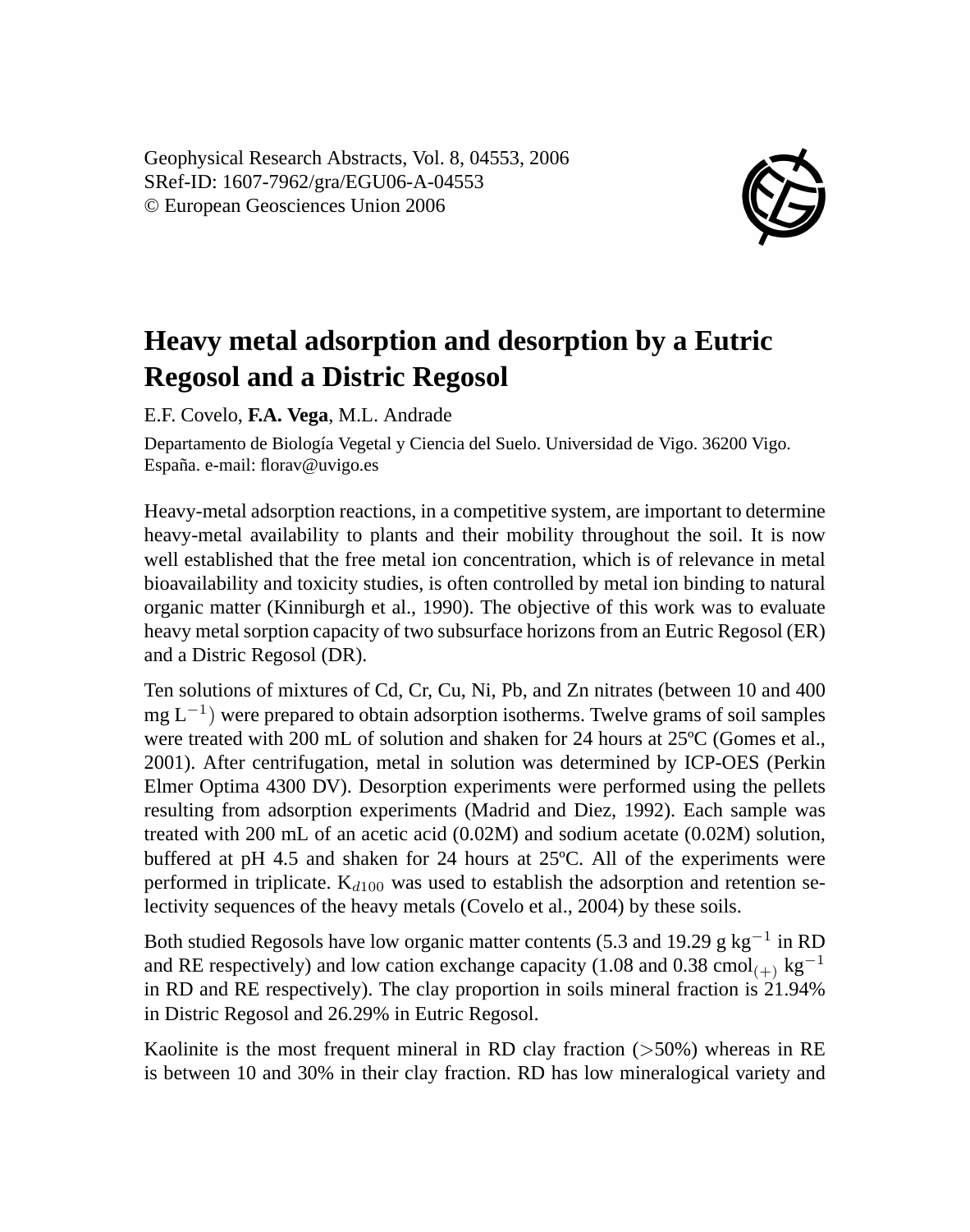Geophysical Research Abstracts, Vol. 8, 04553, 2006
SRef-ID: 1607-7962/gra/EGU06-A-04553
© European Geosciences Union 2006

# Heavy metal adsorption and desorption by a Eutric Regosol and a Distric Regosol

E.F. Covelo, **F.A. Vega**, M.L. Andrade

Departamento de Biología Vegetal y Ciencia del Suelo. Universidad de Vigo. 36200 Vigo. España. e-mail: florav@uvigo.es

Heavy-metal adsorption reactions, in a competitive system, are important to determine heavy-metal availability to plants and their mobility throughout the soil. It is now well established that the free metal ion concentration, which is of relevance in metal bioavailability and toxicity studies, is often controlled by metal ion binding to natural organic matter (Kinniburgh et al., 1990). The objective of this work was to evaluate heavy metal sorption capacity of two subsurface horizons from an Eutric Regosol (ER) and a Distric Regosol (DR).

Ten solutions of mixtures of Cd, Cr, Cu, Ni, Pb, and Zn nitrates (between 10 and 400 mg $L^{-1}$) were prepared to obtain adsorption isotherms. Twelve grams of soil samples were treated with 200 mL of solution and shaken for 24 hours at 25ºC (Gomes et al., 2001). After centrifugation, metal in solution was determined by ICP-OES (Perkin Elmer Optima 4300 DV). Desorption experiments were performed using the pellets resulting from adsorption experiments (Madrid and Diez, 1992). Each sample was treated with 200 mL of an acetic acid (0.02M) and sodium acetate (0.02M) solution, buffered at pH 4.5 and shaken for 24 hours at 25ºC. All of the experiments were performed in triplicate. $K_{d100}$ was used to establish the adsorption and retention selectivity sequences of the heavy metals (Covelo et al., 2004) by these soils.

Both studied Regosols have low organic matter contents (5.3 and 19.29 g $kg^{-1}$ in RD and RE respectively) and low cation exchange capacity (1.08 and 0.38 $cmol_{(+)}$ $kg^{-1}$ in RD and RE respectively). The clay proportion in soils mineral fraction is 21.94% in Distric Regosol and 26.29% in Eutric Regosol.

Kaolinite is the most frequent mineral in RD clay fraction (>50%) whereas in RE is between 10 and 30% in their clay fraction. RD has low mineralogical variety and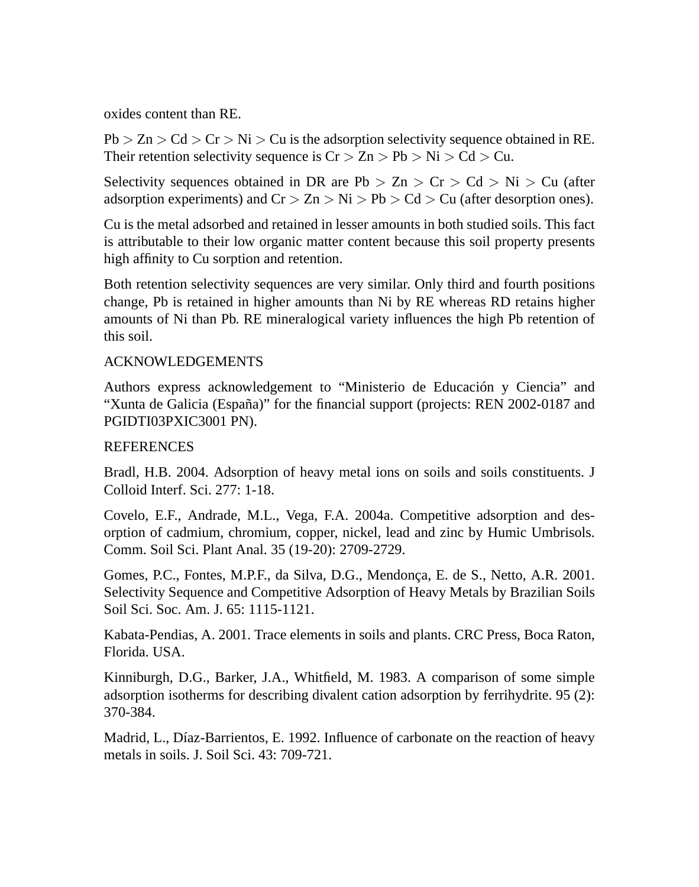oxides content than RE.

Pb > Zn > Cd > Cr > Ni > Cu is the adsorption selectivity sequence obtained in RE. Their retention selectivity sequence is Cr > Zn > Pb > Ni > Cd > Cu.

Selectivity sequences obtained in DR are Pb > Zn > Cr > Cd > Ni > Cu (after adsorption experiments) and Cr > Zn > Ni > Pb > Cd > Cu (after desorption ones).

Cu is the metal adsorbed and retained in lesser amounts in both studied soils. This fact is attributable to their low organic matter content because this soil property presents high affinity to Cu sorption and retention.

Both retention selectivity sequences are very similar. Only third and fourth positions change, Pb is retained in higher amounts than Ni by RE whereas RD retains higher amounts of Ni than Pb. RE mineralogical variety influences the high Pb retention of this soil.

## ACKNOWLEDGEMENTS

Authors express acknowledgement to "Ministerio de Educación y Ciencia" and "Xunta de Galicia (España)" for the financial support (projects: REN 2002-0187 and PGIDTI03PXIC3001 PN).

## REFERENCES

Bradl, H.B. 2004. Adsorption of heavy metal ions on soils and soils constituents. J Colloid Interf. Sci. 277: 1-18.

Covelo, E.F., Andrade, M.L., Vega, F.A. 2004a. Competitive adsorption and desorption of cadmium, chromium, copper, nickel, lead and zinc by Humic Umbrisols. Comm. Soil Sci. Plant Anal. 35 (19-20): 2709-2729.

Gomes, P.C., Fontes, M.P.F., da Silva, D.G., Mendonça, E. de S., Netto, A.R. 2001. Selectivity Sequence and Competitive Adsorption of Heavy Metals by Brazilian Soils Soil Sci. Soc. Am. J. 65: 1115-1121.

Kabata-Pendias, A. 2001. Trace elements in soils and plants. CRC Press, Boca Raton, Florida. USA.

Kinniburgh, D.G., Barker, J.A., Whitfield, M. 1983. A comparison of some simple adsorption isotherms for describing divalent cation adsorption by ferrihydrite. 95 (2): 370-384.

Madrid, L., Díaz-Barrientos, E. 1992. Influence of carbonate on the reaction of heavy metals in soils. J. Soil Sci. 43: 709-721.